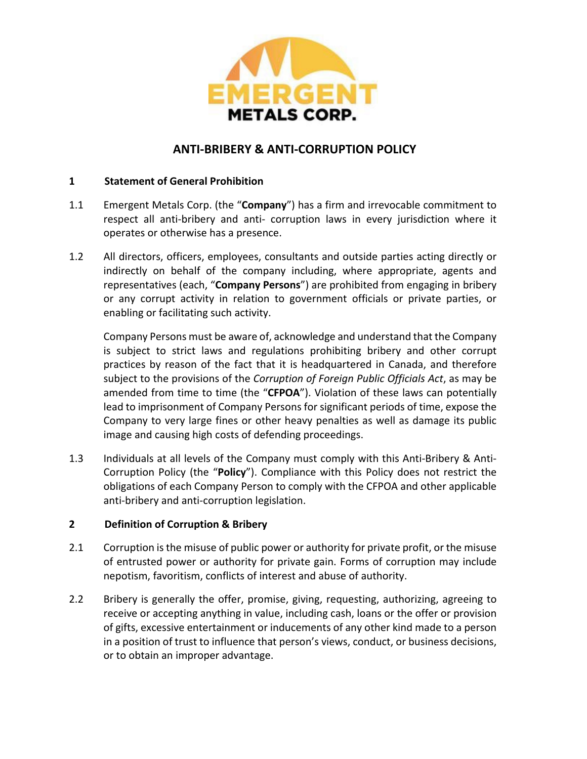# ANTI-BRIBERY & ANTI-CORRUPTION POLICY

## 1 Statement of General Prohibition

1.1 Emergent Metals Corp. (the "**Company**") has a firm and irrevocable commitment to respect all anti-bribery and anti- corruption laws in every jurisdiction where it operates or otherwise has a presence.

1.2 All directors, officers, employees, consultants and outside parties acting directly or indirectly on behalf of the company including, where appropriate, agents and representatives (each, "**Company Persons**") are prohibited from engaging in bribery or any corrupt activity in relation to government officials or private parties, or enabling or facilitating such activity.

Company Persons must be aware of, acknowledge and understand that the Company is subject to strict laws and regulations prohibiting bribery and other corrupt practices by reason of the fact that it is headquartered in Canada, and therefore subject to the provisions of the *Corruption of Foreign Public Officials Act*, as may be amended from time to time (the "**CFPOA**"). Violation of these laws can potentially lead to imprisonment of Company Persons for significant periods of time, expose the Company to very large fines or other heavy penalties as well as damage its public image and causing high costs of defending proceedings.

1.3 Individuals at all levels of the Company must comply with this Anti-Bribery & Anti-Corruption Policy (the "**Policy**"). Compliance with this Policy does not restrict the obligations of each Company Person to comply with the CFPOA and other applicable anti-bribery and anti-corruption legislation.

## 2 Definition of Corruption & Bribery

2.1 Corruption is the misuse of public power or authority for private profit, or the misuse of entrusted power or authority for private gain. Forms of corruption may include nepotism, favoritism, conflicts of interest and abuse of authority.

2.2 Bribery is generally the offer, promise, giving, requesting, authorizing, agreeing to receive or accepting anything in value, including cash, loans or the offer or provision of gifts, excessive entertainment or inducements of any other kind made to a person in a position of trust to influence that person's views, conduct, or business decisions, or to obtain an improper advantage.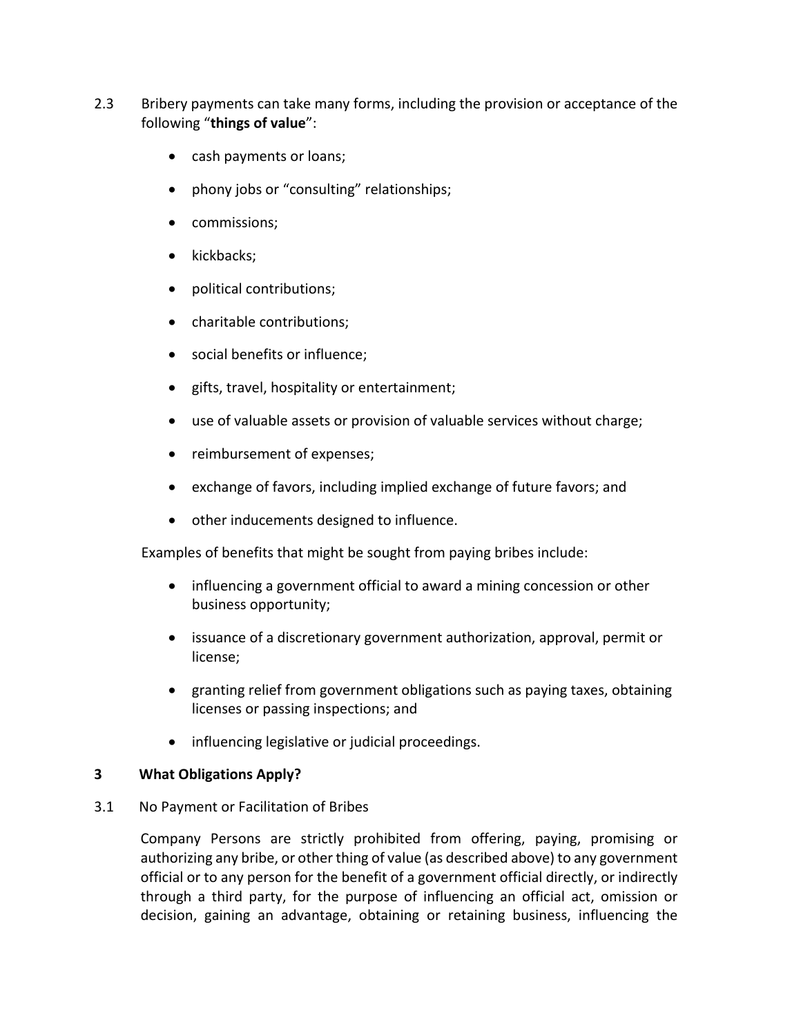2.3 Bribery payments can take many forms, including the provision or acceptance of the following "**things of value**":

- cash payments or loans;
- phony jobs or "consulting" relationships;
- commissions;
- kickbacks;
- political contributions;
- charitable contributions;
- social benefits or influence;
- gifts, travel, hospitality or entertainment;
- use of valuable assets or provision of valuable services without charge;
- reimbursement of expenses;
- exchange of favors, including implied exchange of future favors; and
- other inducements designed to influence.

Examples of benefits that might be sought from paying bribes include:

- influencing a government official to award a mining concession or other business opportunity;
- issuance of a discretionary government authorization, approval, permit or license;
- granting relief from government obligations such as paying taxes, obtaining licenses or passing inspections; and
- influencing legislative or judicial proceedings.

## 3 What Obligations Apply?

3.1 No Payment or Facilitation of Bribes

Company Persons are strictly prohibited from offering, paying, promising or authorizing any bribe, or other thing of value (as described above) to any government official or to any person for the benefit of a government official directly, or indirectly through a third party, for the purpose of influencing an official act, omission or decision, gaining an advantage, obtaining or retaining business, influencing the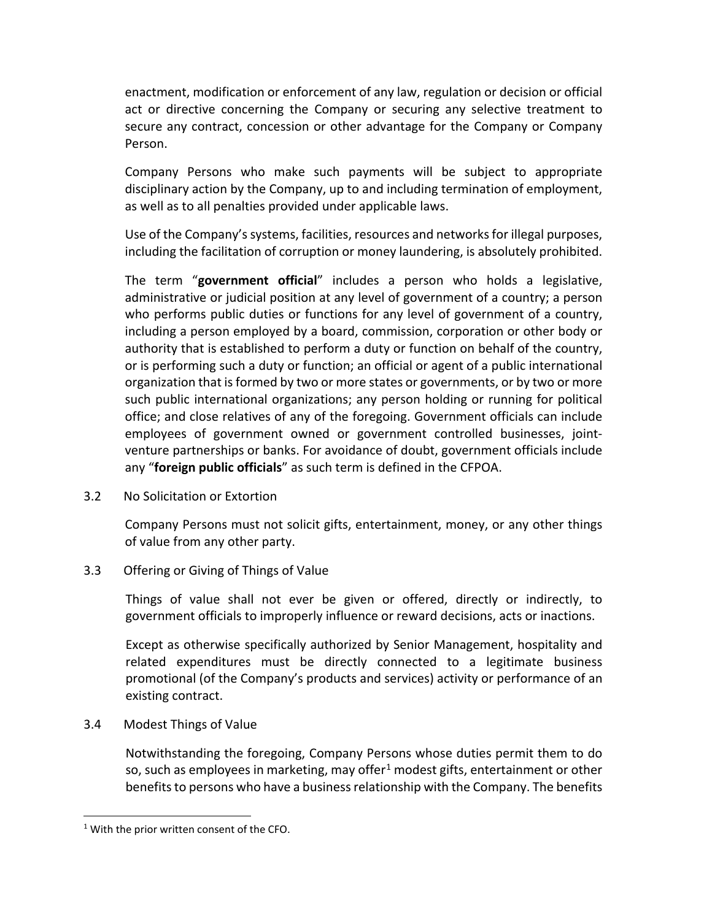enactment, modification or enforcement of any law, regulation or decision or official act or directive concerning the Company or securing any selective treatment to secure any contract, concession or other advantage for the Company or Company Person.

Company Persons who make such payments will be subject to appropriate disciplinary action by the Company, up to and including termination of employment, as well as to all penalties provided under applicable laws.

Use of the Company's systems, facilities, resources and networks for illegal purposes, including the facilitation of corruption or money laundering, is absolutely prohibited.

The term "**government official**" includes a person who holds a legislative, administrative or judicial position at any level of government of a country; a person who performs public duties or functions for any level of government of a country, including a person employed by a board, commission, corporation or other body or authority that is established to perform a duty or function on behalf of the country, or is performing such a duty or function; an official or agent of a public international organization that is formed by two or more states or governments, or by two or more such public international organizations; any person holding or running for political office; and close relatives of any of the foregoing. Government officials can include employees of government owned or government controlled businesses, joint-venture partnerships or banks. For avoidance of doubt, government officials include any "**foreign public officials**" as such term is defined in the CFPOA.

### 3.2 No Solicitation or Extortion

Company Persons must not solicit gifts, entertainment, money, or any other things of value from any other party.

### 3.3 Offering or Giving of Things of Value

Things of value shall not ever be given or offered, directly or indirectly, to government officials to improperly influence or reward decisions, acts or inactions.

Except as otherwise specifically authorized by Senior Management, hospitality and related expenditures must be directly connected to a legitimate business promotional (of the Company's products and services) activity or performance of an existing contract.

### 3.4 Modest Things of Value

Notwithstanding the foregoing, Company Persons whose duties permit them to do so, such as employees in marketing, may offer[1] modest gifts, entertainment or other benefits to persons who have a business relationship with the Company. The benefits

[1] With the prior written consent of the CFO.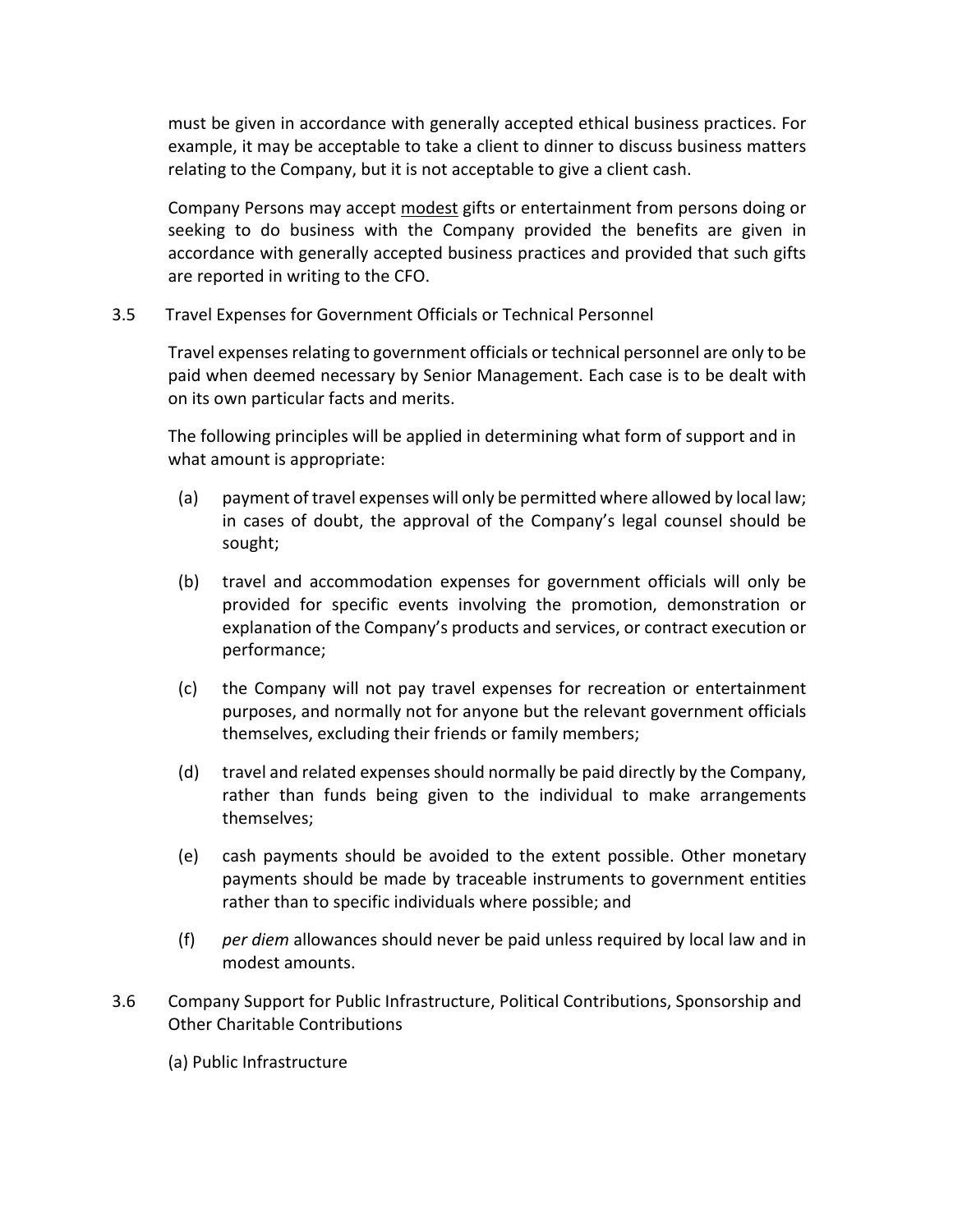must be given in accordance with generally accepted ethical business practices. For example, it may be acceptable to take a client to dinner to discuss business matters relating to the Company, but it is not acceptable to give a client cash.

Company Persons may accept <u>modest</u> gifts or entertainment from persons doing or seeking to do business with the Company provided the benefits are given in accordance with generally accepted business practices and provided that such gifts are reported in writing to the CFO.

3.5 Travel Expenses for Government Officials or Technical Personnel

Travel expenses relating to government officials or technical personnel are only to be paid when deemed necessary by Senior Management. Each case is to be dealt with on its own particular facts and merits.

The following principles will be applied in determining what form of support and in what amount is appropriate:

(a) payment of travel expenses will only be permitted where allowed by local law; in cases of doubt, the approval of the Company's legal counsel should be sought;

(b) travel and accommodation expenses for government officials will only be provided for specific events involving the promotion, demonstration or explanation of the Company's products and services, or contract execution or performance;

(c) the Company will not pay travel expenses for recreation or entertainment purposes, and normally not for anyone but the relevant government officials themselves, excluding their friends or family members;

(d) travel and related expenses should normally be paid directly by the Company, rather than funds being given to the individual to make arrangements themselves;

(e) cash payments should be avoided to the extent possible. Other monetary payments should be made by traceable instruments to government entities rather than to specific individuals where possible; and

(f) *per diem* allowances should never be paid unless required by local law and in modest amounts.

3.6 Company Support for Public Infrastructure, Political Contributions, Sponsorship and Other Charitable Contributions

(a) Public Infrastructure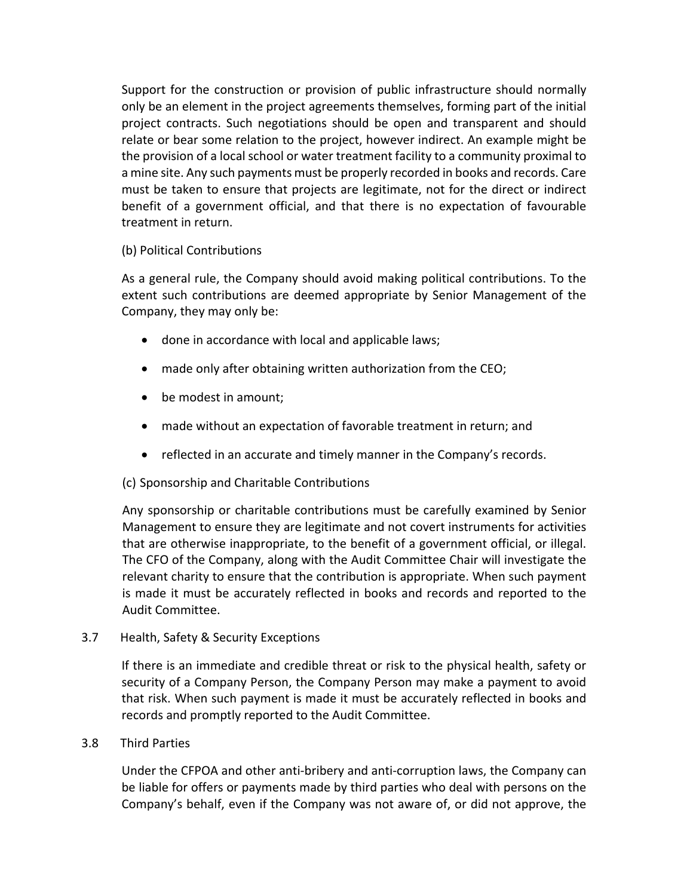Support for the construction or provision of public infrastructure should normally only be an element in the project agreements themselves, forming part of the initial project contracts. Such negotiations should be open and transparent and should relate or bear some relation to the project, however indirect. An example might be the provision of a local school or water treatment facility to a community proximal to a mine site. Any such payments must be properly recorded in books and records. Care must be taken to ensure that projects are legitimate, not for the direct or indirect benefit of a government official, and that there is no expectation of favourable treatment in return.

(b) Political Contributions

As a general rule, the Company should avoid making political contributions. To the extent such contributions are deemed appropriate by Senior Management of the Company, they may only be:

- done in accordance with local and applicable laws;
- made only after obtaining written authorization from the CEO;
- be modest in amount;
- made without an expectation of favorable treatment in return; and
- reflected in an accurate and timely manner in the Company's records.

(c) Sponsorship and Charitable Contributions

Any sponsorship or charitable contributions must be carefully examined by Senior Management to ensure they are legitimate and not covert instruments for activities that are otherwise inappropriate, to the benefit of a government official, or illegal. The CFO of the Company, along with the Audit Committee Chair will investigate the relevant charity to ensure that the contribution is appropriate. When such payment is made it must be accurately reflected in books and records and reported to the Audit Committee.

### 3.7 Health, Safety & Security Exceptions

If there is an immediate and credible threat or risk to the physical health, safety or security of a Company Person, the Company Person may make a payment to avoid that risk. When such payment is made it must be accurately reflected in books and records and promptly reported to the Audit Committee.

### 3.8 Third Parties

Under the CFPOA and other anti-bribery and anti-corruption laws, the Company can be liable for offers or payments made by third parties who deal with persons on the Company's behalf, even if the Company was not aware of, or did not approve, the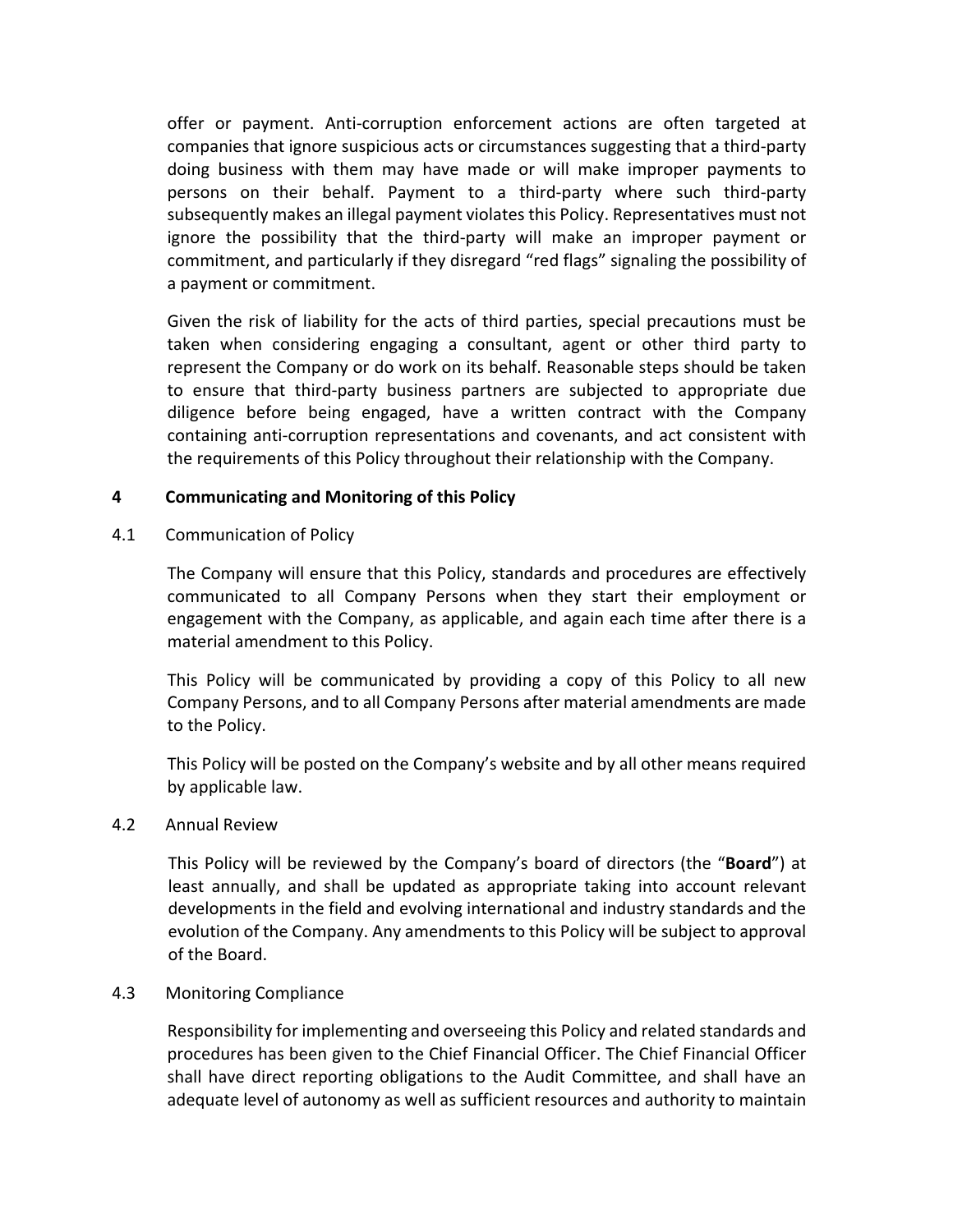offer or payment. Anti-corruption enforcement actions are often targeted at companies that ignore suspicious acts or circumstances suggesting that a third-party doing business with them may have made or will make improper payments to persons on their behalf. Payment to a third-party where such third-party subsequently makes an illegal payment violates this Policy. Representatives must not ignore the possibility that the third-party will make an improper payment or commitment, and particularly if they disregard "red flags" signaling the possibility of a payment or commitment.

Given the risk of liability for the acts of third parties, special precautions must be taken when considering engaging a consultant, agent or other third party to represent the Company or do work on its behalf. Reasonable steps should be taken to ensure that third-party business partners are subjected to appropriate due diligence before being engaged, have a written contract with the Company containing anti-corruption representations and covenants, and act consistent with the requirements of this Policy throughout their relationship with the Company.

## 4 Communicating and Monitoring of this Policy

### 4.1 Communication of Policy

The Company will ensure that this Policy, standards and procedures are effectively communicated to all Company Persons when they start their employment or engagement with the Company, as applicable, and again each time after there is a material amendment to this Policy.

This Policy will be communicated by providing a copy of this Policy to all new Company Persons, and to all Company Persons after material amendments are made to the Policy.

This Policy will be posted on the Company's website and by all other means required by applicable law.

### 4.2 Annual Review

This Policy will be reviewed by the Company's board of directors (the "**Board**") at least annually, and shall be updated as appropriate taking into account relevant developments in the field and evolving international and industry standards and the evolution of the Company. Any amendments to this Policy will be subject to approval of the Board.

### 4.3 Monitoring Compliance

Responsibility for implementing and overseeing this Policy and related standards and procedures has been given to the Chief Financial Officer. The Chief Financial Officer shall have direct reporting obligations to the Audit Committee, and shall have an adequate level of autonomy as well as sufficient resources and authority to maintain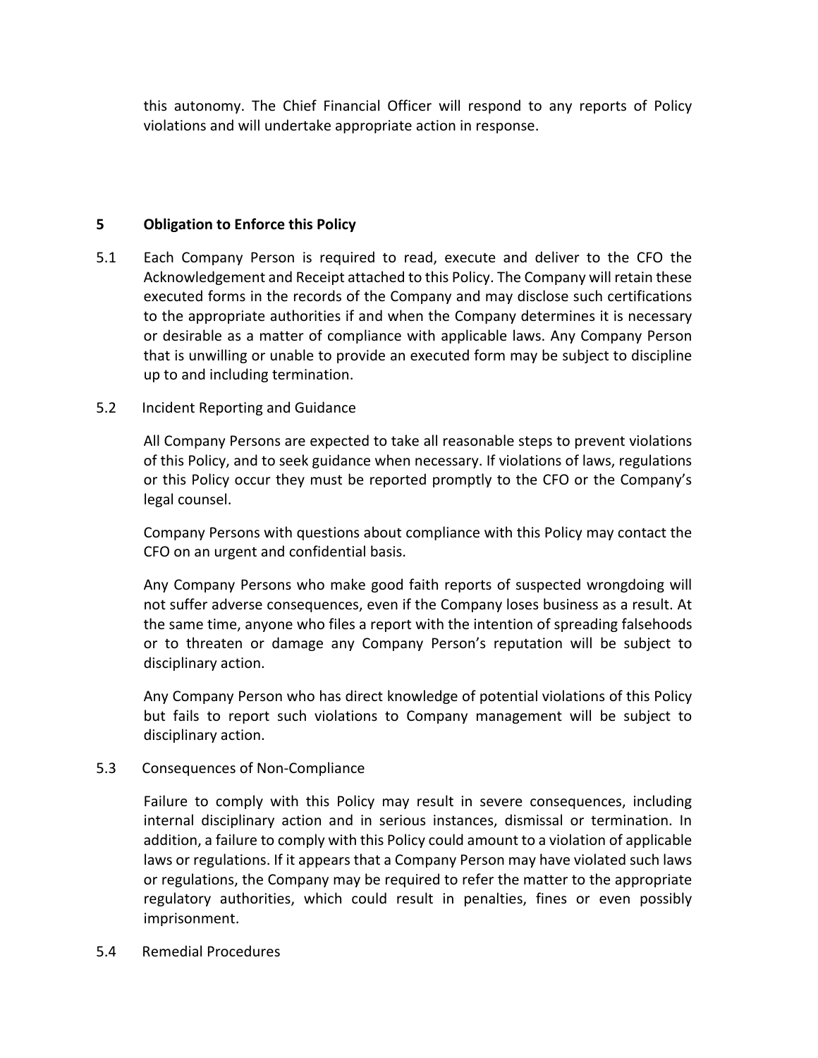this autonomy. The Chief Financial Officer will respond to any reports of Policy violations and will undertake appropriate action in response.

## 5 Obligation to Enforce this Policy

5.1 Each Company Person is required to read, execute and deliver to the CFO the Acknowledgement and Receipt attached to this Policy. The Company will retain these executed forms in the records of the Company and may disclose such certifications to the appropriate authorities if and when the Company determines it is necessary or desirable as a matter of compliance with applicable laws. Any Company Person that is unwilling or unable to provide an executed form may be subject to discipline up to and including termination.

5.2 Incident Reporting and Guidance

All Company Persons are expected to take all reasonable steps to prevent violations of this Policy, and to seek guidance when necessary. If violations of laws, regulations or this Policy occur they must be reported promptly to the CFO or the Company's legal counsel.

Company Persons with questions about compliance with this Policy may contact the CFO on an urgent and confidential basis.

Any Company Persons who make good faith reports of suspected wrongdoing will not suffer adverse consequences, even if the Company loses business as a result. At the same time, anyone who files a report with the intention of spreading falsehoods or to threaten or damage any Company Person's reputation will be subject to disciplinary action.

Any Company Person who has direct knowledge of potential violations of this Policy but fails to report such violations to Company management will be subject to disciplinary action.

5.3 Consequences of Non-Compliance

Failure to comply with this Policy may result in severe consequences, including internal disciplinary action and in serious instances, dismissal or termination. In addition, a failure to comply with this Policy could amount to a violation of applicable laws or regulations. If it appears that a Company Person may have violated such laws or regulations, the Company may be required to refer the matter to the appropriate regulatory authorities, which could result in penalties, fines or even possibly imprisonment.

5.4 Remedial Procedures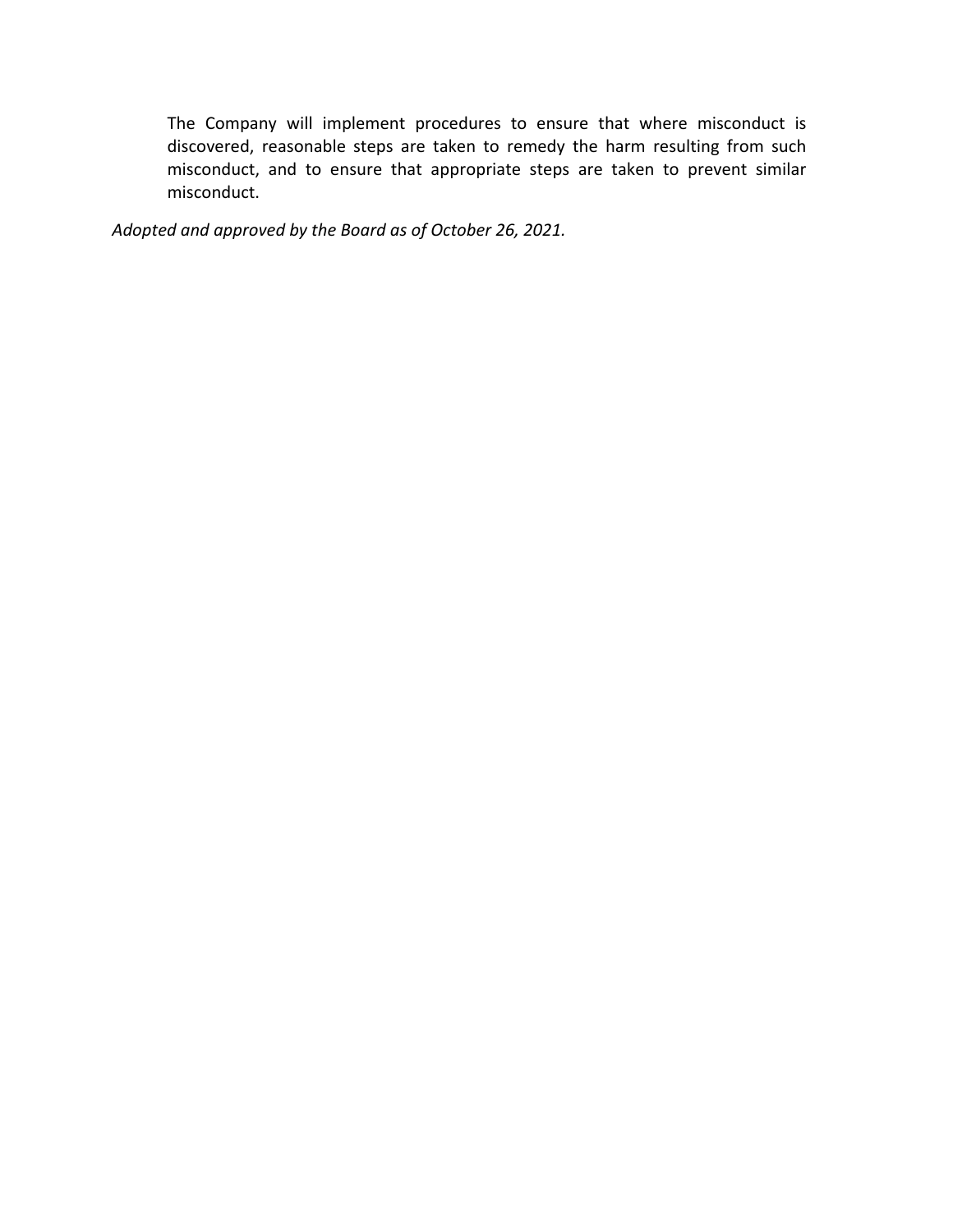The Company will implement procedures to ensure that where misconduct is discovered, reasonable steps are taken to remedy the harm resulting from such misconduct, and to ensure that appropriate steps are taken to prevent similar misconduct.

*Adopted and approved by the Board as of October 26, 2021.*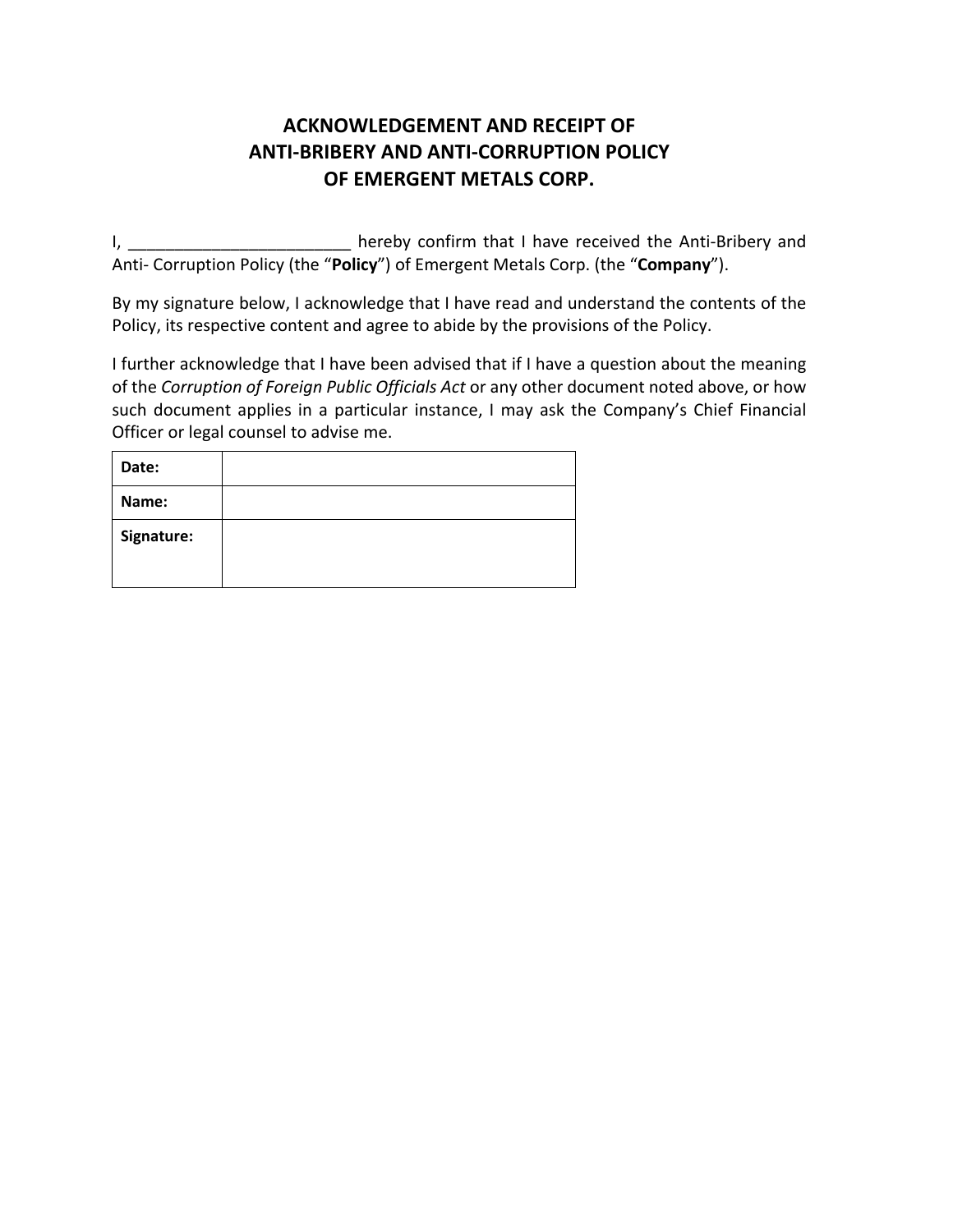# ACKNOWLEDGEMENT AND RECEIPT OF ANTI-BRIBERY AND ANTI-CORRUPTION POLICY OF EMERGENT METALS CORP.

I, ________________________ hereby confirm that I have received the Anti-Bribery and Anti- Corruption Policy (the "**Policy**") of Emergent Metals Corp. (the "**Company**").

By my signature below, I acknowledge that I have read and understand the contents of the Policy, its respective content and agree to abide by the provisions of the Policy.

I further acknowledge that I have been advised that if I have a question about the meaning of the *Corruption of Foreign Public Officials Act* or any other document noted above, or how such document applies in a particular instance, I may ask the Company's Chief Financial Officer or legal counsel to advise me.

| | |
|---|---|
| **Date:** | |
| **Name:** | |
| **Signature:** | |